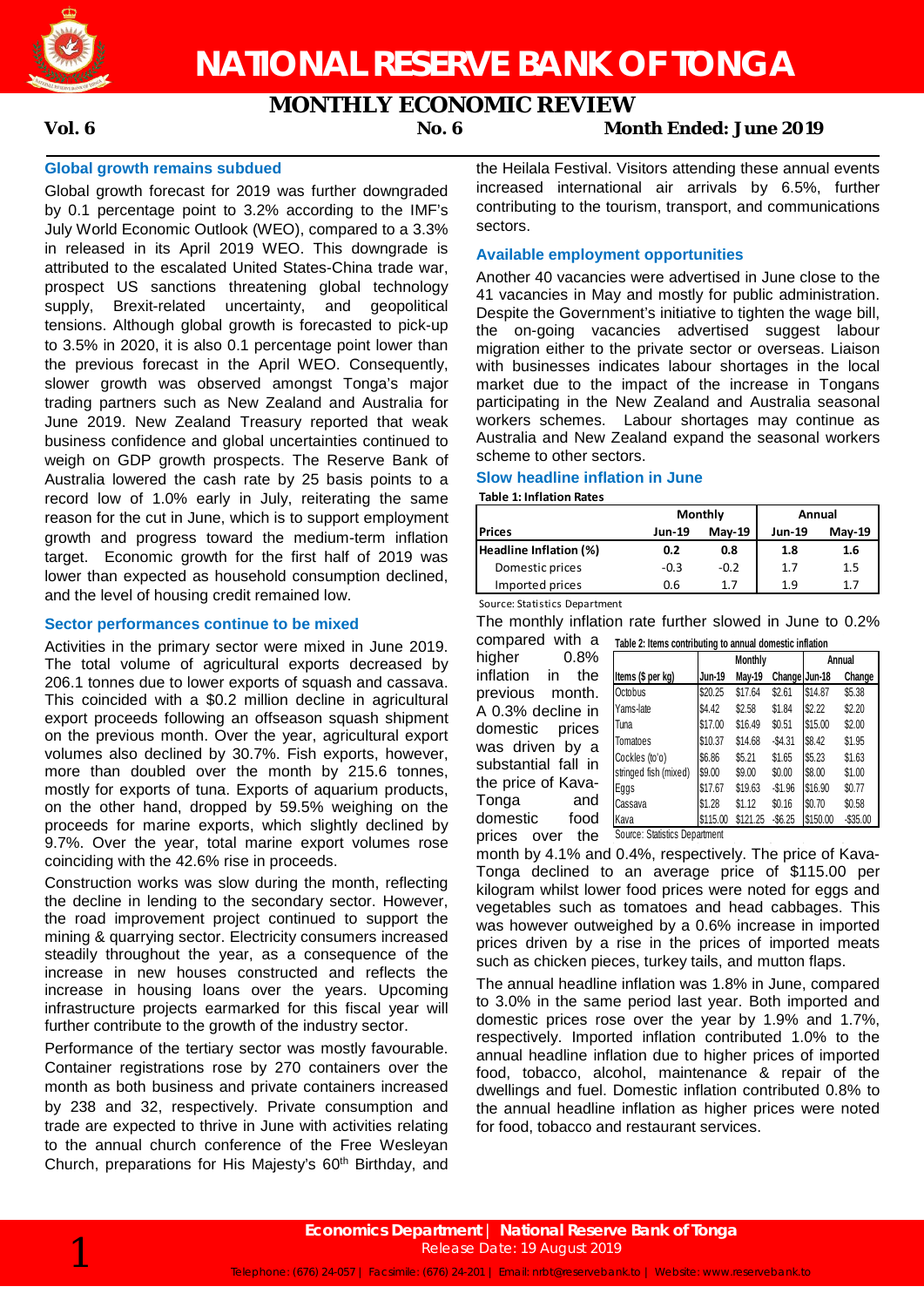# NATIONAL RESERVE BANK OF TONGA

## MONTHLY ECONOMIC REVIEW

**Vol. 6** **No. 6** **Month Ended: June 2019**

### Global growth remains subdued

Global growth forecast for 2019 was further downgraded by 0.1 percentage point to 3.2% according to the IMF's July World Economic Outlook (WEO), compared to a 3.3% in released in its April 2019 WEO. This downgrade is attributed to the escalated United States-China trade war, prospect US sanctions threatening global technology supply, Brexit-related uncertainty, and geopolitical tensions. Although global growth is forecasted to pick-up to 3.5% in 2020, it is also 0.1 percentage point lower than the previous forecast in the April WEO. Consequently, slower growth was observed amongst Tonga's major trading partners such as New Zealand and Australia for June 2019. New Zealand Treasury reported that weak business confidence and global uncertainties continued to weigh on GDP growth prospects. The Reserve Bank of Australia lowered the cash rate by 25 basis points to a record low of 1.0% early in July, reiterating the same reason for the cut in June, which is to support employment growth and progress toward the medium-term inflation target. Economic growth for the first half of 2019 was lower than expected as household consumption declined, and the level of housing credit remained low.

### Sector performances continue to be mixed

Activities in the primary sector were mixed in June 2019. The total volume of agricultural exports decreased by 206.1 tonnes due to lower exports of squash and cassava. This coincided with a $0.2 million decline in agricultural export proceeds following an offseason squash shipment on the previous month. Over the year, agricultural export volumes also declined by 30.7%. Fish exports, however, more than doubled over the month by 215.6 tonnes, mostly for exports of tuna. Exports of aquarium products, on the other hand, dropped by 59.5% weighing on the proceeds for marine exports, which slightly declined by 9.7%. Over the year, total marine export volumes rose coinciding with the 42.6% rise in proceeds.

Construction works was slow during the month, reflecting the decline in lending to the secondary sector. However, the road improvement project continued to support the mining & quarrying sector. Electricity consumers increased steadily throughout the year, as a consequence of the increase in new houses constructed and reflects the increase in housing loans over the years. Upcoming infrastructure projects earmarked for this fiscal year will further contribute to the growth of the industry sector.

Performance of the tertiary sector was mostly favourable. Container registrations rose by 270 containers over the month as both business and private containers increased by 238 and 32, respectively. Private consumption and trade are expected to thrive in June with activities relating to the annual church conference of the Free Wesleyan Church, preparations for His Majesty's 60th Birthday, and the Heilala Festival. Visitors attending these annual events increased international air arrivals by 6.5%, further contributing to the tourism, transport, and communications sectors.

### Available employment opportunities

Another 40 vacancies were advertised in June close to the 41 vacancies in May and mostly for public administration. Despite the Government's initiative to tighten the wage bill, the on-going vacancies advertised suggest labour migration either to the private sector or overseas. Liaison with businesses indicates labour shortages in the local market due to the impact of the increase in Tongans participating in the New Zealand and Australia seasonal workers schemes. Labour shortages may continue as Australia and New Zealand expand the seasonal workers scheme to other sectors.

### Slow headline inflation in June

**Table 1: Inflation Rates**

| Prices | Monthly | | Annual | |
|---|---|---|---|---|
| | Jun-19 | May-19 | Jun-19 | May-19 |
| **Headline Inflation (%)** | **0.2** | **0.8** | **1.8** | **1.6** |
| Domestic prices | -0.3 | -0.2 | 1.7 | 1.5 |
| Imported prices | 0.6 | 1.7 | 1.9 | 1.7 |

Source: Statistics Department

The monthly inflation rate further slowed in June to 0.2% compared with a higher 0.8% inflation in the previous month. A 0.3% decline in domestic prices was driven by a substantial fall in the price of Kava-Tonga and domestic food prices over the month by 4.1% and 0.4%, respectively. The price of Kava-Tonga declined to an average price of $115.00 per kilogram whilst lower food prices were noted for eggs and vegetables such as tomatoes and head cabbages. This was however outweighed by a 0.6% increase in imported prices driven by a rise in the prices of imported meats such as chicken pieces, turkey tails, and mutton flaps.

**Table 2: Items contributing to annual domestic inflation**

| Items ($ per kg) | Monthly | | | Annual | |
|---|---|---|---|---|---|
| | Jun-19 | May-19 | Change | Jun-18 | Change |
| Octobus | $20.25 | $17.64 | $2.61 | $14.87 | $5.38 |
| Yams-late | $4.42 | $2.58 | $1.84 | $2.22 | $2.20 |
| Tuna | $17.00 | $16.49 | $0.51 | $15.00 | $2.00 |
| Tomatoes | $10.37 | $14.68 | -$4.31 | $8.42 | $1.95 |
| Cockles (to'o) | $6.86 | $5.21 | $1.65 | $5.23 | $1.63 |
| stringed fish (mixed) | $9.00 | $9.00 | $0.00 | $8.00 | $1.00 |
| Eggs | $17.67 | $19.63 | -$1.96 | $16.90 | $0.77 |
| Cassava | $1.28 | $1.12 | $0.16 | $0.70 | $0.58 |
| Kava | $115.00 | $121.25 | -$6.25 | $150.00 | -$35.00 |

Source: Statistics Department

The annual headline inflation was 1.8% in June, compared to 3.0% in the same period last year. Both imported and domestic prices rose over the year by 1.9% and 1.7%, respectively. Imported inflation contributed 1.0% to the annual headline inflation due to higher prices of imported food, tobacco, alcohol, maintenance & repair of the dwellings and fuel. Domestic inflation contributed 0.8% to the annual headline inflation as higher prices were noted for food, tobacco and restaurant services.

**Economics Department | National Reserve Bank of Tonga**
Release Date: 19 August 2019

Telephone: (676) 24-057 | Facsimile: (676) 24-201 | Email: nrbt@reservebank.to | Website: www.reservebank.to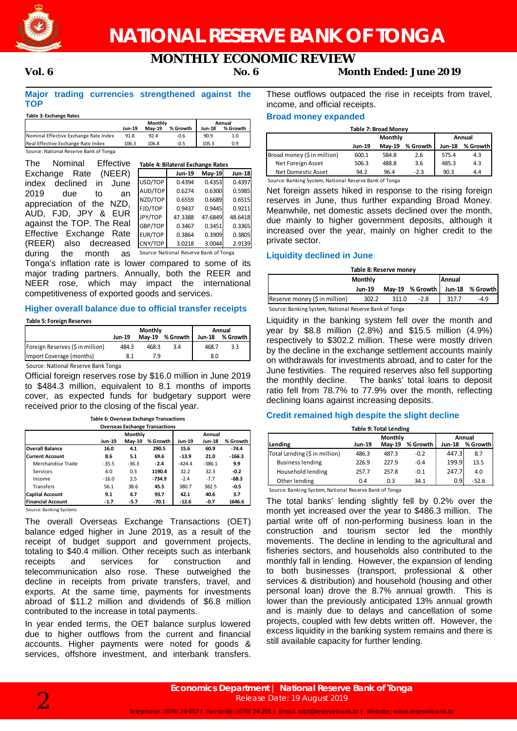# NATIONAL RESERVE BANK OF TONGA

## MONTHLY ECONOMIC REVIEW

**Vol. 6** **No. 6** **Month Ended: June 2019**

### Major trading currencies strengthened against the TOP

**Table 3: Exchange Rates**

| | Monthly | | | Annual | |
|---|---|---|---|---|---|
| | Jun-19 | May-19 | % Growth | Jun-18 | % Growth |
| Nominal Effective Exchange Rate Index | 91.8 | 92.4 | -0.6 | 90.9 | 1.0 |
| Real Effective Exchange Rate Index | 106.3 | 106.8 | -0.5 | 105.3 | 0.9 |

Source: National Reserve Bank of Tonga

**Table 4: Bilateral Exchange Rates**

| | Jun-19 | May-19 | Jun-18 |
|---|---|---|---|
| USD/TOP | 0.4394 | 0.4353 | 0.4397 |
| AUD/TOP | 0.6274 | 0.6300 | 0.5985 |
| NZD/TOP | 0.6559 | 0.6689 | 0.6515 |
| FJD/TOP | 0.9437 | 0.9445 | 0.9211 |
| JPY/TOP | 47.3388 | 47.6849 | 48.6418 |
| GBP/TOP | 0.3467 | 0.3451 | 0.3365 |
| EUR/TOP | 0.3864 | 0.3909 | 0.3805 |
| CNY/TOP | 3.0218 | 3.0044 | 2.9139 |

Source: National Reserve Bank of Tonga

The Nominal Effective Exchange Rate (NEER) index declined in June 2019 due to an appreciation of the NZD, AUD, FJD, JPY & EUR against the TOP. The Real Effective Exchange Rate (REER) also decreased during the month as Tonga's inflation rate is lower compared to some of its major trading partners. Annually, both the REER and NEER rose, which may impact the international competitiveness of exported goods and services.

### Higher overall balance due to official transfer receipts

**Table 5: Foreign Reserves**

| | Monthly | | | Annual | |
|---|---|---|---|---|---|
| | Jun-19 | May-19 | % Growth | Jun-18 | % Growth |
| Foreign Reserves ($ in million) | 484.3 | 468.3 | 3.4 | 468.7 | 3.3 |
| Import Coverage (months) | 8.1 | 7.9 | | 8.0 | |

Source: National Reserve Bank Tonga

Official foreign reserves rose by $16.0 million in June 2019 to $484.3 million, equivalent to 8.1 months of imports cover, as expected funds for budgetary support were received prior to the closing of the fiscal year.

**Table 6: Overseas Exchange Transactions**

| Overseas Exchange Transactions | Monthly | | | Annual | | |
|---|---|---|---|---|---|---|
| | Jun-19 | May-19 | % Growth | Jun-19 | Jun-18 | % Growth |
| **Overall Balance** | **16.0** | **4.1** | **290.5** | **15.6** | **60.9** | **-74.4** |
| **Current Account** | **8.6** | **5.1** | **69.6** | **-13.9** | **21.0** | **-166.3** |
| Merchandise Trade | -35.5 | -36.3 | -2.4 | -424.4 | -386.1 | 9.9 |
| Services | 4.0 | 0.3 | 1190.4 | 32.2 | 32.3 | -0.2 |
| Income | -16.0 | 2.5 | -734.9 | -2.4 | -7.7 | -68.3 |
| Transfers | 56.1 | 38.6 | 45.5 | 380.7 | 382.5 | -0.5 |
| **Capital Account** | **9.1** | **4.7** | **93.7** | **42.1** | **40.6** | **3.7** |
| **Financial Account** | **-1.7** | **-5.7** | **-70.1** | **-12.6** | **-0.7** | **1646.6** |

Source: Banking Systems

The overall Overseas Exchange Transactions (OET) balance edged higher in June 2019, as a result of the receipt of budget support and government projects, totaling to $40.4 million. Other receipts such as interbank receipts and services for construction and telecommunication also rose. These outweighed the decline in receipts from private transfers, travel, and exports. At the same time, payments for investments abroad of $11.2 million and dividends of $6.8 million contributed to the increase in total payments.

In year ended terms, the OET balance surplus lowered due to higher outflows from the current and financial accounts. Higher payments were noted for goods & services, offshore investment, and interbank transfers. These outflows outpaced the rise in receipts from travel, income, and official receipts.

### Broad money expanded

**Table 7: Broad Money**

| | Monthly | | | Annual | |
|---|---|---|---|---|---|
| | Jun-19 | May-19 | % Growth | Jun-18 | % Growth |
| Broad money ($ in million) | 600.1 | 584.8 | 2.6 | 575.4 | 4.3 |
| Net Foreign Asset | 506.3 | 488.8 | 3.6 | 485.3 | 4.3 |
| Net Domestic Asset | 94.2 | 96.4 | -2.3 | 90.3 | 4.4 |

Source: Banking System, National Reserve Bank of Tonga

Net foreign assets hiked in response to the rising foreign reserves in June, thus further expanding Broad Money. Meanwhile, net domestic assets declined over the month, due mainly to higher government deposits, although it increased over the year, mainly on higher credit to the private sector.

### Liquidity declined in June

**Table 8: Reserve money**

| | Monthly | | | Annual | |
|---|---|---|---|---|---|
| | Jun-19 | May-19 | % Growth | Jun-18 | % Growth |
| Reserve money ($ in million) | 302.2 | 311.0 | -2.8 | 317.7 | -4.9 |

Source: Banking System, National Reserve Bank of Tonga

Liquidity in the banking system fell over the month and year by $8.8 million (2.8%) and $15.5 million (4.9%) respectively to $302.2 million. These were mostly driven by the decline in the exchange settlement accounts mainly on withdrawals for investments abroad, and to cater for the June festivities. The required reserves also fell supporting the monthly decline. The banks' total loans to deposit ratio fell from 78.7% to 77.9% over the month, reflecting declining loans against increasing deposits.

### Credit remained high despite the slight decline

**Table 9: Total Lending**

| Lending | Monthly | | | Annual | |
|---|---|---|---|---|---|
| | Jun-19 | May-19 | % Growth | Jun-18 | % Growth |
| Total Lending ($ in million) | 486.3 | 487.3 | -0.2 | 447.3 | 8.7 |
| Business lending | 226.9 | 227.9 | -0.4 | 199.9 | 13.5 |
| Household lending | 257.7 | 257.8 | -0.1 | 247.7 | 4.0 |
| Other lending | 0.4 | 0.3 | 34.1 | 0.9 | -52.6 |

Source: Banking System, National Reserve Bank of Tonga

The total banks' lending slightly fell by 0.2% over the month yet increased over the year to $486.3 million. The partial write off of non-performing business loan in the construction and tourism sector led the monthly movements. The decline in lending to the agricultural and fisheries sectors, and households also contributed to the monthly fall in lending. However, the expansion of lending to both businesses (transport, professional & other services & distribution) and household (housing and other personal loan) drove the 8.7% annual growth. This is lower than the previously anticipated 13% annual growth and is mainly due to delays and cancellation of some projects, coupled with few debts written off. However, the excess liquidity in the banking system remains and there is still available capacity for further lending.

**Economics Department | National Reserve Bank of Tonga**
Release Date: 19 August 2019

Telephone: (676) 24-057 | Facsimile: (676) 24-201 | Email: nrbt@reservebank.to | Website: www.reservebank.to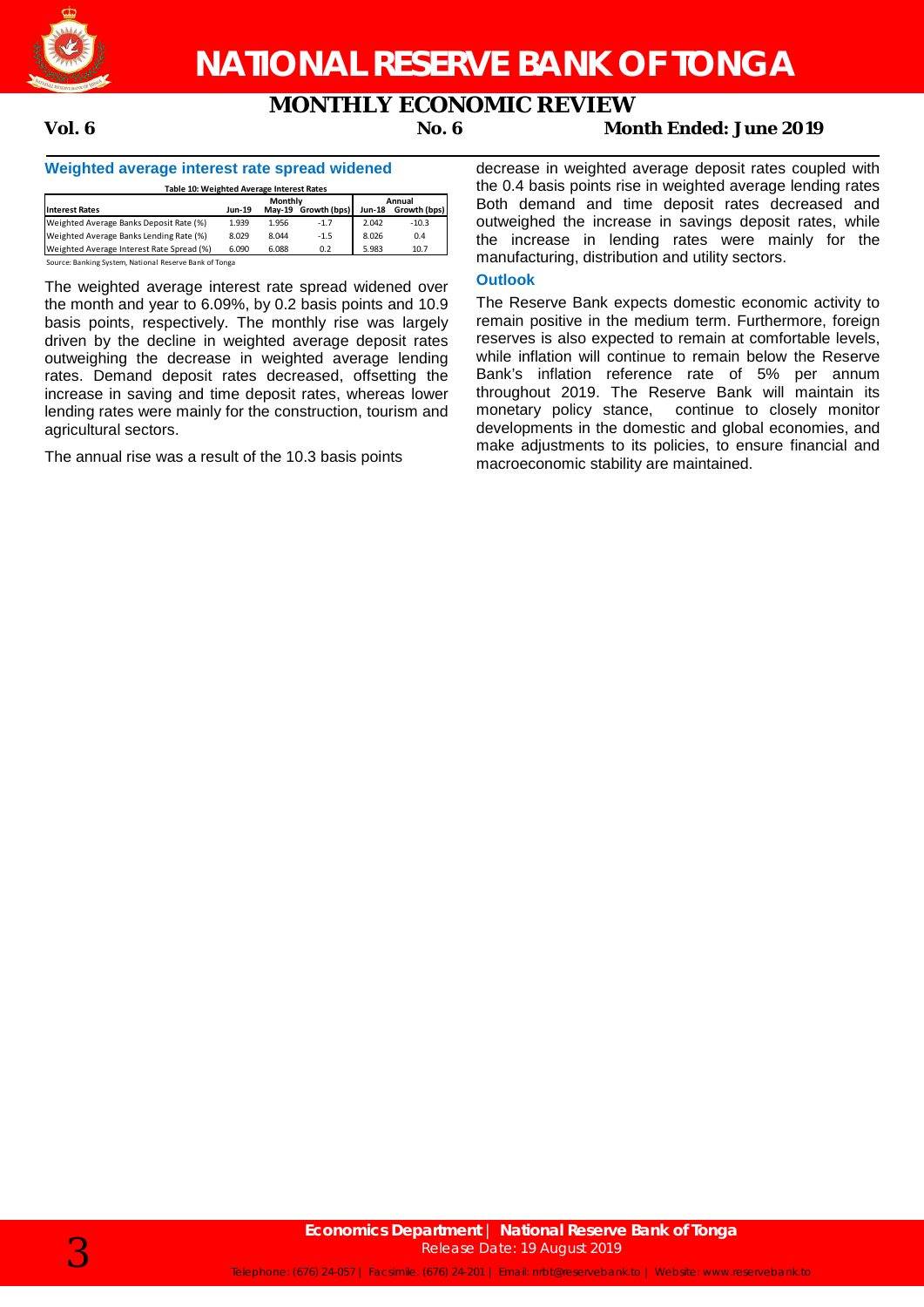## Weighted average interest rate spread widened

Table 10: Weighted Average Interest Rates

| Interest Rates | Monthly | | | Annual | |
|---|---|---|---|---|---|
| | Jun-19 | May-19 | Growth (bps) | Jun-18 | Growth (bps) |
| Weighted Average Banks Deposit Rate (%) | 1.939 | 1.956 | -1.7 | 2.042 | -10.3 |
| Weighted Average Banks Lending Rate (%) | 8.029 | 8.044 | -1.5 | 8.026 | 0.4 |
| Weighted Average Interest Rate Spread (%) | 6.090 | 6.088 | 0.2 | 5.983 | 10.7 |

Source: Banking System, National Reserve Bank of Tonga

The weighted average interest rate spread widened over the month and year to 6.09%, by 0.2 basis points and 10.9 basis points, respectively. The monthly rise was largely driven by the decline in weighted average deposit rates outweighing the decrease in weighted average lending rates. Demand deposit rates decreased, offsetting the increase in saving and time deposit rates, whereas lower lending rates were mainly for the construction, tourism and agricultural sectors.

The annual rise was a result of the 10.3 basis points decrease in weighted average deposit rates coupled with the 0.4 basis points rise in weighted average lending rates Both demand and time deposit rates decreased and outweighed the increase in savings deposit rates, while the increase in lending rates were mainly for the manufacturing, distribution and utility sectors.

## Outlook

The Reserve Bank expects domestic economic activity to remain positive in the medium term. Furthermore, foreign reserves is also expected to remain at comfortable levels, while inflation will continue to remain below the Reserve Bank's inflation reference rate of 5% per annum throughout 2019. The Reserve Bank will maintain its monetary policy stance, continue to closely monitor developments in the domestic and global economies, and make adjustments to its policies, to ensure financial and macroeconomic stability are maintained.